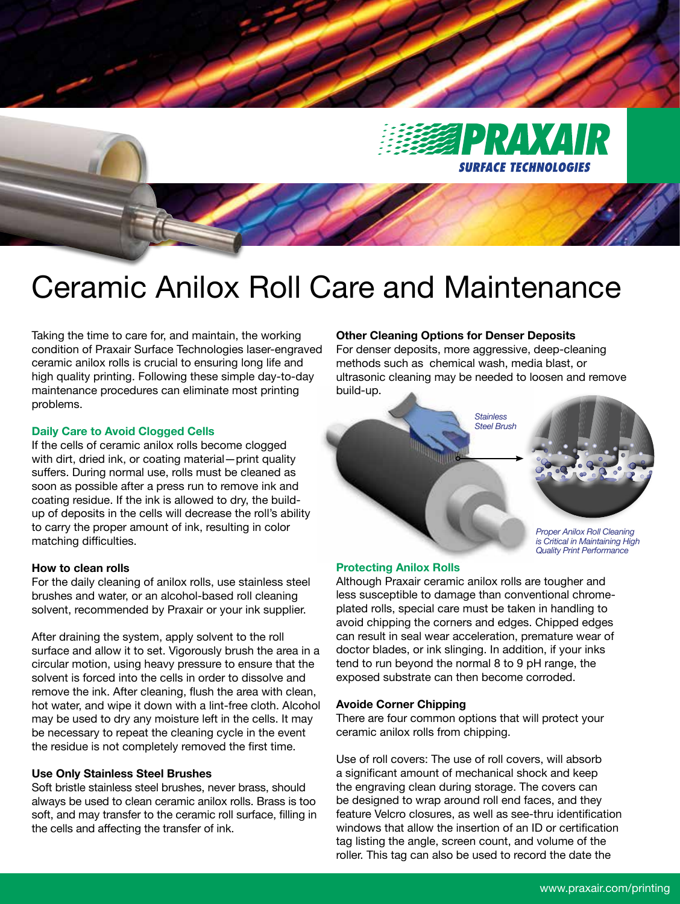# Ceramic Anilox Roll Care and Maintenance

Taking the time to care for, and maintain, the working condition of Praxair Surface Technologies laser-engraved ceramic anilox rolls is crucial to ensuring long life and high quality printing. Following these simple day-to-day maintenance procedures can eliminate most printing problems.

## Daily Care to Avoid Clogged Cells

If the cells of ceramic anilox rolls become clogged with dirt, dried ink, or coating material—print quality suffers. During normal use, rolls must be cleaned as soon as possible after a press run to remove ink and coating residue. If the ink is allowed to dry, the build-up of deposits in the cells will decrease the roll's ability to carry the proper amount of ink, resulting in color matching difficulties.

### How to clean rolls

For the daily cleaning of anilox rolls, use stainless steel brushes and water, or an alcohol-based roll cleaning solvent, recommended by Praxair or your ink supplier.

After draining the system, apply solvent to the roll surface and allow it to set. Vigorously brush the area in a circular motion, using heavy pressure to ensure that the solvent is forced into the cells in order to dissolve and remove the ink. After cleaning, flush the area with clean, hot water, and wipe it down with a lint-free cloth. Alcohol may be used to dry any moisture left in the cells. It may be necessary to repeat the cleaning cycle in the event the residue is not completely removed the first time.

### Use Only Stainless Steel Brushes

Soft bristle stainless steel brushes, never brass, should always be used to clean ceramic anilox rolls. Brass is too soft, and may transfer to the ceramic roll surface, filling in the cells and affecting the transfer of ink.

### Other Cleaning Options for Denser Deposits

For denser deposits, more aggressive, deep-cleaning methods such as chemical wash, media blast, or ultrasonic cleaning may be needed to loosen and remove build-up.

*Stainless Steel Brush*

*Proper Anilox Roll Cleaning is Critical in Maintaining High Quality Print Performance*

## Protecting Anilox Rolls

Although Praxair ceramic anilox rolls are tougher and less susceptible to damage than conventional chrome-plated rolls, special care must be taken in handling to avoid chipping the corners and edges. Chipped edges can result in seal wear acceleration, premature wear of doctor blades, or ink slinging. In addition, if your inks tend to run beyond the normal 8 to 9 pH range, the exposed substrate can then become corroded.

### Avoide Corner Chipping

There are four common options that will protect your ceramic anilox rolls from chipping.

Use of roll covers: The use of roll covers, will absorb a significant amount of mechanical shock and keep the engraving clean during storage. The covers can be designed to wrap around roll end faces, and they feature Velcro closures, as well as see-thru identification windows that allow the insertion of an ID or certification tag listing the angle, screen count, and volume of the roller. This tag can also be used to record the date the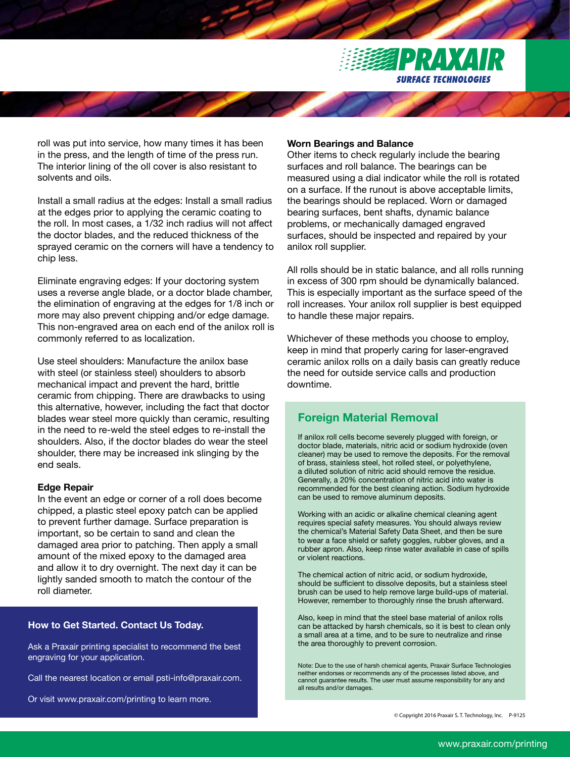roll was put into service, how many times it has been in the press, and the length of time of the press run. The interior lining of the oll cover is also resistant to solvents and oils.

Install a small radius at the edges: Install a small radius at the edges prior to applying the ceramic coating to the roll. In most cases, a 1/32 inch radius will not affect the doctor blades, and the reduced thickness of the sprayed ceramic on the corners will have a tendency to chip less.

Eliminate engraving edges: If your doctoring system uses a reverse angle blade, or a doctor blade chamber, the elimination of engraving at the edges for 1/8 inch or more may also prevent chipping and/or edge damage. This non-engraved area on each end of the anilox roll is commonly referred to as localization.

Use steel shoulders: Manufacture the anilox base with steel (or stainless steel) shoulders to absorb mechanical impact and prevent the hard, brittle ceramic from chipping. There are drawbacks to using this alternative, however, including the fact that doctor blades wear steel more quickly than ceramic, resulting in the need to re-weld the steel edges to re-install the shoulders. Also, if the doctor blades do wear the steel shoulder, there may be increased ink slinging by the end seals.

### Edge Repair

In the event an edge or corner of a roll does become chipped, a plastic steel epoxy patch can be applied to prevent further damage. Surface preparation is important, so be certain to sand and clean the damaged area prior to patching. Then apply a small amount of the mixed epoxy to the damaged area and allow it to dry overnight. The next day it can be lightly sanded smooth to match the contour of the roll diameter.

### Worn Bearings and Balance

Other items to check regularly include the bearing surfaces and roll balance. The bearings can be measured using a dial indicator while the roll is rotated on a surface. If the runout is above acceptable limits, the bearings should be replaced. Worn or damaged bearing surfaces, bent shafts, dynamic balance problems, or mechanically damaged engraved surfaces, should be inspected and repaired by your anilox roll supplier.

All rolls should be in static balance, and all rolls running in excess of 300 rpm should be dynamically balanced. This is especially important as the surface speed of the roll increases. Your anilox roll supplier is best equipped to handle these major repairs.

Whichever of these methods you choose to employ, keep in mind that properly caring for laser-engraved ceramic anilox rolls on a daily basis can greatly reduce the need for outside service calls and production downtime.

## Foreign Material Removal

If anilox roll cells become severely plugged with foreign, or doctor blade, materials, nitric acid or sodium hydroxide (oven cleaner) may be used to remove the deposits. For the removal of brass, stainless steel, hot rolled steel, or polyethylene, a diluted solution of nitric acid should remove the residue. Generally, a 20% concentration of nitric acid into water is recommended for the best cleaning action. Sodium hydroxide can be used to remove aluminum deposits.

Working with an acidic or alkaline chemical cleaning agent requires special safety measures. You should always review the chemical's Material Safety Data Sheet, and then be sure to wear a face shield or safety goggles, rubber gloves, and a rubber apron. Also, keep rinse water available in case of spills or violent reactions.

The chemical action of nitric acid, or sodium hydroxide, should be sufficient to dissolve deposits, but a stainless steel brush can be used to help remove large build-ups of material. However, remember to thoroughly rinse the brush afterward.

Also, keep in mind that the steel base material of anilox rolls can be attacked by harsh chemicals, so it is best to clean only a small area at a time, and to be sure to neutralize and rinse the area thoroughly to prevent corrosion.

Note: Due to the use of harsh chemical agents, Praxair Surface Technologies neither endorses or recommends any of the processes listed above, and cannot guarantee results. The user must assume responsibility for any and all results and/or damages.

### How to Get Started. Contact Us Today.

Ask a Praxair printing specialist to recommend the best engraving for your application.

Call the nearest location or email psti-info@praxair.com.

Or visit www.praxair.com/printing to learn more.

© Copyright 2016 Praxair S. T. Technology, Inc. P-9125